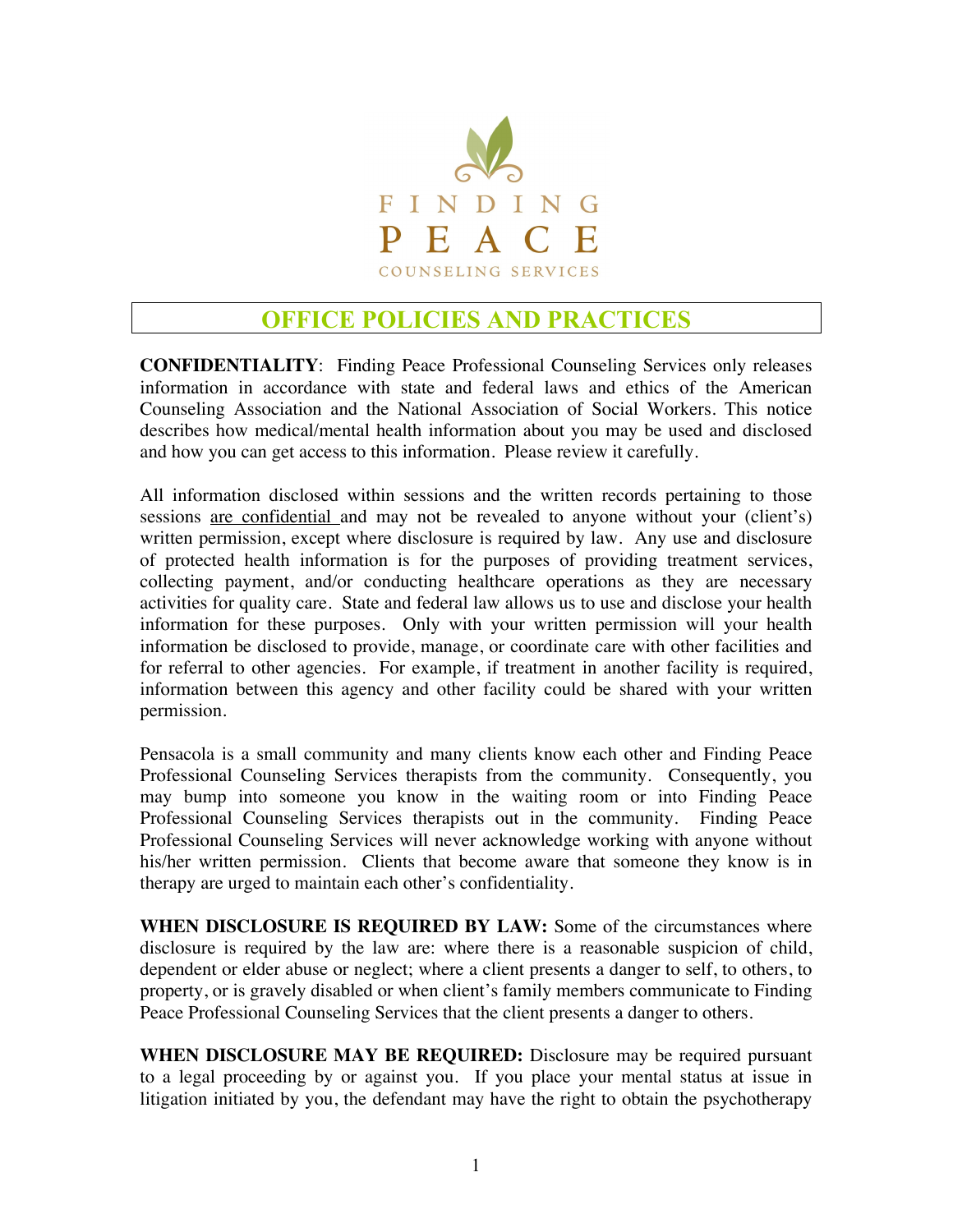FINDING PEACE

COUNSELING SERVICES

# OFFICE POLICIES AND PRACTICES

**CONFIDENTIALITY**: Finding Peace Professional Counseling Services only releases information in accordance with state and federal laws and ethics of the American Counseling Association and the National Association of Social Workers. This notice describes how medical/mental health information about you may be used and disclosed and how you can get access to this information. Please review it carefully.

All information disclosed within sessions and the written records pertaining to those sessions <u>are confidential</u> and may not be revealed to anyone without your (client's) written permission, except where disclosure is required by law. Any use and disclosure of protected health information is for the purposes of providing treatment services, collecting payment, and/or conducting healthcare operations as they are necessary activities for quality care. State and federal law allows us to use and disclose your health information for these purposes. Only with your written permission will your health information be disclosed to provide, manage, or coordinate care with other facilities and for referral to other agencies. For example, if treatment in another facility is required, information between this agency and other facility could be shared with your written permission.

Pensacola is a small community and many clients know each other and Finding Peace Professional Counseling Services therapists from the community. Consequently, you may bump into someone you know in the waiting room or into Finding Peace Professional Counseling Services therapists out in the community. Finding Peace Professional Counseling Services will never acknowledge working with anyone without his/her written permission. Clients that become aware that someone they know is in therapy are urged to maintain each other's confidentiality.

**WHEN DISCLOSURE IS REQUIRED BY LAW:** Some of the circumstances where disclosure is required by the law are: where there is a reasonable suspicion of child, dependent or elder abuse or neglect; where a client presents a danger to self, to others, to property, or is gravely disabled or when client's family members communicate to Finding Peace Professional Counseling Services that the client presents a danger to others.

**WHEN DISCLOSURE MAY BE REQUIRED:** Disclosure may be required pursuant to a legal proceeding by or against you. If you place your mental status at issue in litigation initiated by you, the defendant may have the right to obtain the psychotherapy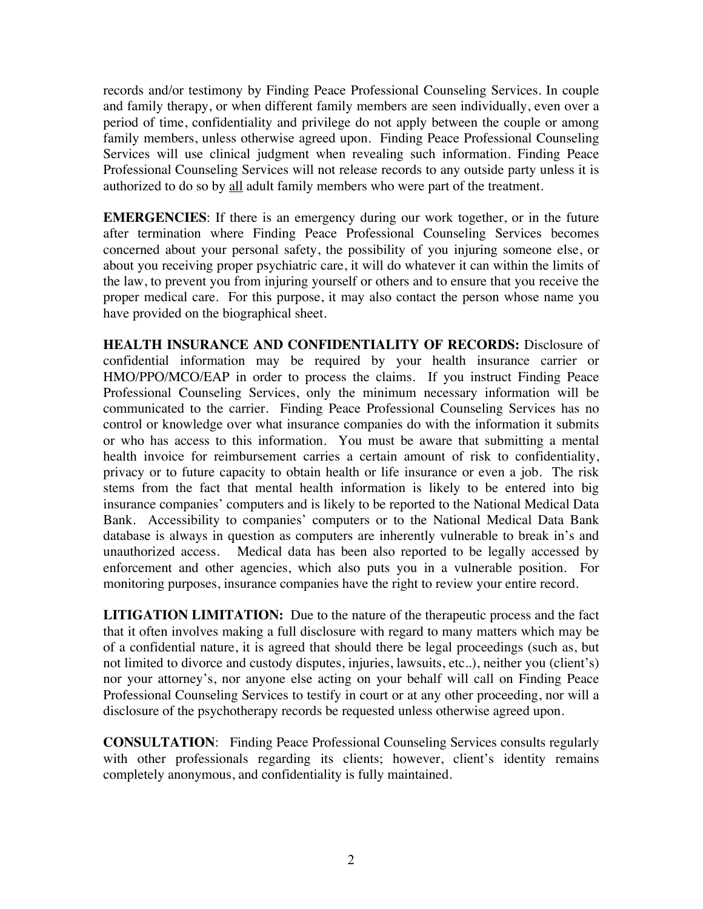records and/or testimony by Finding Peace Professional Counseling Services. In couple and family therapy, or when different family members are seen individually, even over a period of time, confidentiality and privilege do not apply between the couple or among family members, unless otherwise agreed upon. Finding Peace Professional Counseling Services will use clinical judgment when revealing such information. Finding Peace Professional Counseling Services will not release records to any outside party unless it is authorized to do so by <u>all</u> adult family members who were part of the treatment.

**EMERGENCIES**: If there is an emergency during our work together, or in the future after termination where Finding Peace Professional Counseling Services becomes concerned about your personal safety, the possibility of you injuring someone else, or about you receiving proper psychiatric care, it will do whatever it can within the limits of the law, to prevent you from injuring yourself or others and to ensure that you receive the proper medical care. For this purpose, it may also contact the person whose name you have provided on the biographical sheet.

**HEALTH INSURANCE AND CONFIDENTIALITY OF RECORDS:** Disclosure of confidential information may be required by your health insurance carrier or HMO/PPO/MCO/EAP in order to process the claims. If you instruct Finding Peace Professional Counseling Services, only the minimum necessary information will be communicated to the carrier. Finding Peace Professional Counseling Services has no control or knowledge over what insurance companies do with the information it submits or who has access to this information. You must be aware that submitting a mental health invoice for reimbursement carries a certain amount of risk to confidentiality, privacy or to future capacity to obtain health or life insurance or even a job. The risk stems from the fact that mental health information is likely to be entered into big insurance companies' computers and is likely to be reported to the National Medical Data Bank. Accessibility to companies' computers or to the National Medical Data Bank database is always in question as computers are inherently vulnerable to break in's and unauthorized access. Medical data has been also reported to be legally accessed by enforcement and other agencies, which also puts you in a vulnerable position. For monitoring purposes, insurance companies have the right to review your entire record.

**LITIGATION LIMITATION:** Due to the nature of the therapeutic process and the fact that it often involves making a full disclosure with regard to many matters which may be of a confidential nature, it is agreed that should there be legal proceedings (such as, but not limited to divorce and custody disputes, injuries, lawsuits, etc..), neither you (client's) nor your attorney's, nor anyone else acting on your behalf will call on Finding Peace Professional Counseling Services to testify in court or at any other proceeding, nor will a disclosure of the psychotherapy records be requested unless otherwise agreed upon.

**CONSULTATION**: Finding Peace Professional Counseling Services consults regularly with other professionals regarding its clients; however, client's identity remains completely anonymous, and confidentiality is fully maintained.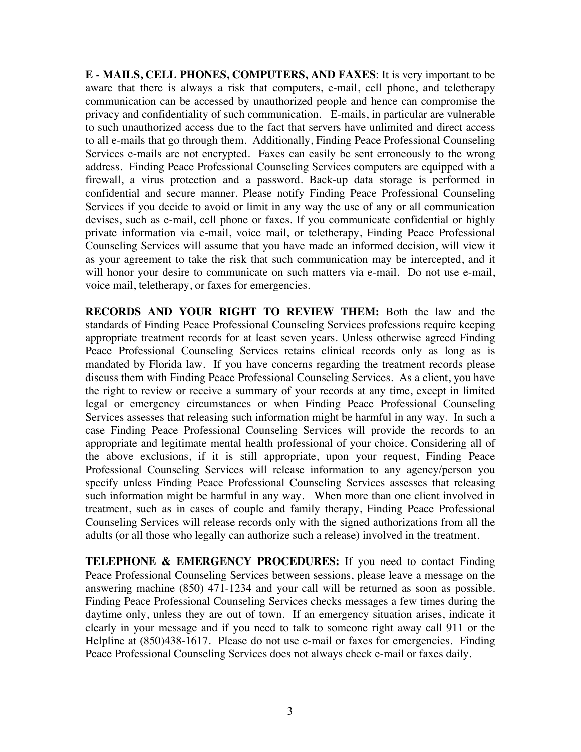**E - MAILS, CELL PHONES, COMPUTERS, AND FAXES**: It is very important to be aware that there is always a risk that computers, e-mail, cell phone, and teletherapy communication can be accessed by unauthorized people and hence can compromise the privacy and confidentiality of such communication. E-mails, in particular are vulnerable to such unauthorized access due to the fact that servers have unlimited and direct access to all e-mails that go through them. Additionally, Finding Peace Professional Counseling Services e-mails are not encrypted. Faxes can easily be sent erroneously to the wrong address. Finding Peace Professional Counseling Services computers are equipped with a firewall, a virus protection and a password. Back-up data storage is performed in confidential and secure manner. Please notify Finding Peace Professional Counseling Services if you decide to avoid or limit in any way the use of any or all communication devises, such as e-mail, cell phone or faxes. If you communicate confidential or highly private information via e-mail, voice mail, or teletherapy, Finding Peace Professional Counseling Services will assume that you have made an informed decision, will view it as your agreement to take the risk that such communication may be intercepted, and it will honor your desire to communicate on such matters via e-mail. Do not use e-mail, voice mail, teletherapy, or faxes for emergencies.

**RECORDS AND YOUR RIGHT TO REVIEW THEM:** Both the law and the standards of Finding Peace Professional Counseling Services professions require keeping appropriate treatment records for at least seven years. Unless otherwise agreed Finding Peace Professional Counseling Services retains clinical records only as long as is mandated by Florida law. If you have concerns regarding the treatment records please discuss them with Finding Peace Professional Counseling Services. As a client, you have the right to review or receive a summary of your records at any time, except in limited legal or emergency circumstances or when Finding Peace Professional Counseling Services assesses that releasing such information might be harmful in any way. In such a case Finding Peace Professional Counseling Services will provide the records to an appropriate and legitimate mental health professional of your choice. Considering all of the above exclusions, if it is still appropriate, upon your request, Finding Peace Professional Counseling Services will release information to any agency/person you specify unless Finding Peace Professional Counseling Services assesses that releasing such information might be harmful in any way. When more than one client involved in treatment, such as in cases of couple and family therapy, Finding Peace Professional Counseling Services will release records only with the signed authorizations from <u>all</u> the adults (or all those who legally can authorize such a release) involved in the treatment.

**TELEPHONE & EMERGENCY PROCEDURES:** If you need to contact Finding Peace Professional Counseling Services between sessions, please leave a message on the answering machine (850) 471-1234 and your call will be returned as soon as possible. Finding Peace Professional Counseling Services checks messages a few times during the daytime only, unless they are out of town. If an emergency situation arises, indicate it clearly in your message and if you need to talk to someone right away call 911 or the Helpline at (850)438-1617. Please do not use e-mail or faxes for emergencies. Finding Peace Professional Counseling Services does not always check e-mail or faxes daily.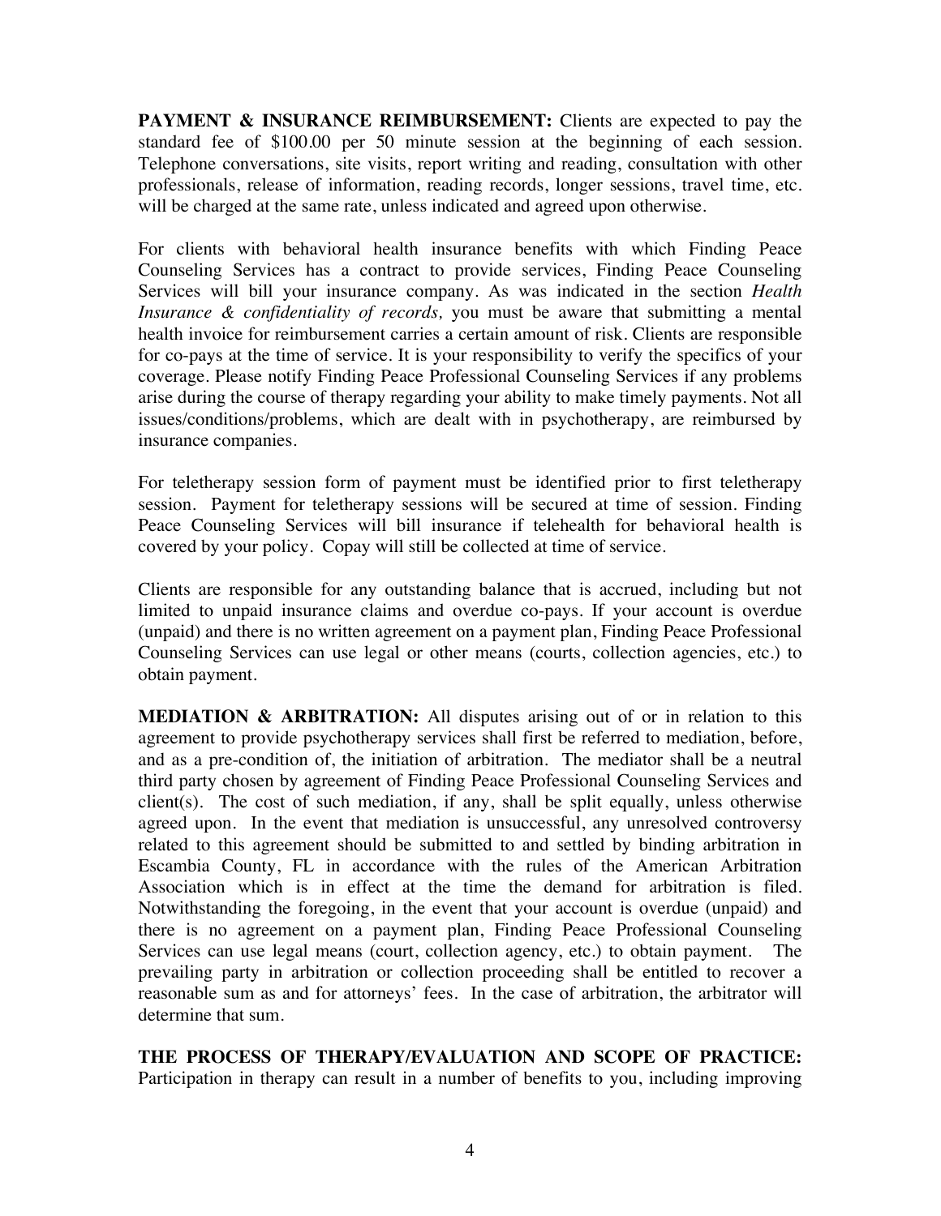**PAYMENT & INSURANCE REIMBURSEMENT:** Clients are expected to pay the standard fee of $100.00 per 50 minute session at the beginning of each session. Telephone conversations, site visits, report writing and reading, consultation with other professionals, release of information, reading records, longer sessions, travel time, etc. will be charged at the same rate, unless indicated and agreed upon otherwise.

For clients with behavioral health insurance benefits with which Finding Peace Counseling Services has a contract to provide services, Finding Peace Counseling Services will bill your insurance company. As was indicated in the section *Health Insurance & confidentiality of records,* you must be aware that submitting a mental health invoice for reimbursement carries a certain amount of risk. Clients are responsible for co-pays at the time of service. It is your responsibility to verify the specifics of your coverage. Please notify Finding Peace Professional Counseling Services if any problems arise during the course of therapy regarding your ability to make timely payments. Not all issues/conditions/problems, which are dealt with in psychotherapy, are reimbursed by insurance companies.

For teletherapy session form of payment must be identified prior to first teletherapy session. Payment for teletherapy sessions will be secured at time of session. Finding Peace Counseling Services will bill insurance if telehealth for behavioral health is covered by your policy. Copay will still be collected at time of service.

Clients are responsible for any outstanding balance that is accrued, including but not limited to unpaid insurance claims and overdue co-pays. If your account is overdue (unpaid) and there is no written agreement on a payment plan, Finding Peace Professional Counseling Services can use legal or other means (courts, collection agencies, etc.) to obtain payment.

**MEDIATION & ARBITRATION:** All disputes arising out of or in relation to this agreement to provide psychotherapy services shall first be referred to mediation, before, and as a pre-condition of, the initiation of arbitration. The mediator shall be a neutral third party chosen by agreement of Finding Peace Professional Counseling Services and client(s). The cost of such mediation, if any, shall be split equally, unless otherwise agreed upon. In the event that mediation is unsuccessful, any unresolved controversy related to this agreement should be submitted to and settled by binding arbitration in Escambia County, FL in accordance with the rules of the American Arbitration Association which is in effect at the time the demand for arbitration is filed. Notwithstanding the foregoing, in the event that your account is overdue (unpaid) and there is no agreement on a payment plan, Finding Peace Professional Counseling Services can use legal means (court, collection agency, etc.) to obtain payment. The prevailing party in arbitration or collection proceeding shall be entitled to recover a reasonable sum as and for attorneys' fees. In the case of arbitration, the arbitrator will determine that sum.

**THE PROCESS OF THERAPY/EVALUATION AND SCOPE OF PRACTICE:** Participation in therapy can result in a number of benefits to you, including improving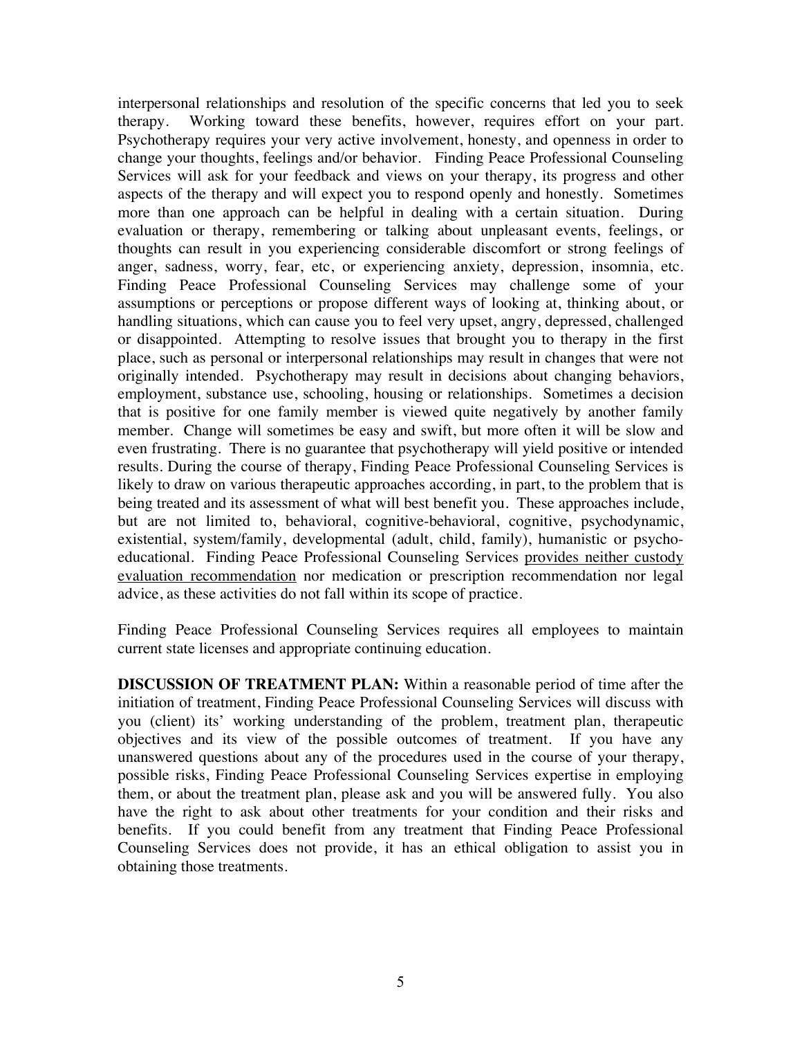interpersonal relationships and resolution of the specific concerns that led you to seek therapy. Working toward these benefits, however, requires effort on your part. Psychotherapy requires your very active involvement, honesty, and openness in order to change your thoughts, feelings and/or behavior. Finding Peace Professional Counseling Services will ask for your feedback and views on your therapy, its progress and other aspects of the therapy and will expect you to respond openly and honestly. Sometimes more than one approach can be helpful in dealing with a certain situation. During evaluation or therapy, remembering or talking about unpleasant events, feelings, or thoughts can result in you experiencing considerable discomfort or strong feelings of anger, sadness, worry, fear, etc, or experiencing anxiety, depression, insomnia, etc. Finding Peace Professional Counseling Services may challenge some of your assumptions or perceptions or propose different ways of looking at, thinking about, or handling situations, which can cause you to feel very upset, angry, depressed, challenged or disappointed. Attempting to resolve issues that brought you to therapy in the first place, such as personal or interpersonal relationships may result in changes that were not originally intended. Psychotherapy may result in decisions about changing behaviors, employment, substance use, schooling, housing or relationships. Sometimes a decision that is positive for one family member is viewed quite negatively by another family member. Change will sometimes be easy and swift, but more often it will be slow and even frustrating. There is no guarantee that psychotherapy will yield positive or intended results. During the course of therapy, Finding Peace Professional Counseling Services is likely to draw on various therapeutic approaches according, in part, to the problem that is being treated and its assessment of what will best benefit you. These approaches include, but are not limited to, behavioral, cognitive-behavioral, cognitive, psychodynamic, existential, system/family, developmental (adult, child, family), humanistic or psycho-educational. Finding Peace Professional Counseling Services <u>provides neither custody evaluation recommendation</u> nor medication or prescription recommendation nor legal advice, as these activities do not fall within its scope of practice.

Finding Peace Professional Counseling Services requires all employees to maintain current state licenses and appropriate continuing education.

**DISCUSSION OF TREATMENT PLAN:** Within a reasonable period of time after the initiation of treatment, Finding Peace Professional Counseling Services will discuss with you (client) its' working understanding of the problem, treatment plan, therapeutic objectives and its view of the possible outcomes of treatment. If you have any unanswered questions about any of the procedures used in the course of your therapy, possible risks, Finding Peace Professional Counseling Services expertise in employing them, or about the treatment plan, please ask and you will be answered fully. You also have the right to ask about other treatments for your condition and their risks and benefits. If you could benefit from any treatment that Finding Peace Professional Counseling Services does not provide, it has an ethical obligation to assist you in obtaining those treatments.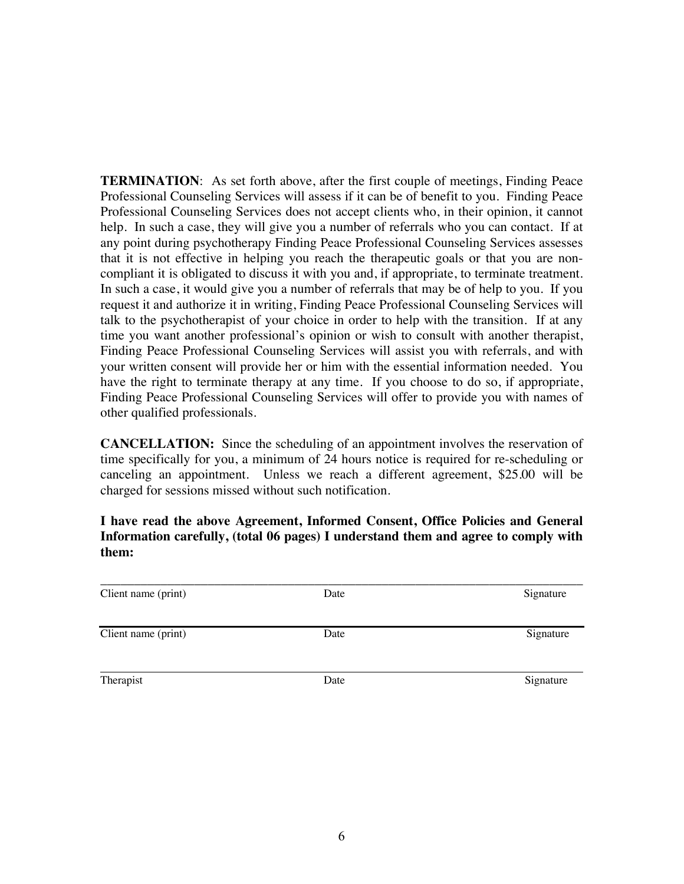**TERMINATION**: As set forth above, after the first couple of meetings, Finding Peace Professional Counseling Services will assess if it can be of benefit to you. Finding Peace Professional Counseling Services does not accept clients who, in their opinion, it cannot help. In such a case, they will give you a number of referrals who you can contact. If at any point during psychotherapy Finding Peace Professional Counseling Services assesses that it is not effective in helping you reach the therapeutic goals or that you are non-compliant it is obligated to discuss it with you and, if appropriate, to terminate treatment. In such a case, it would give you a number of referrals that may be of help to you. If you request it and authorize it in writing, Finding Peace Professional Counseling Services will talk to the psychotherapist of your choice in order to help with the transition. If at any time you want another professional's opinion or wish to consult with another therapist, Finding Peace Professional Counseling Services will assist you with referrals, and with your written consent will provide her or him with the essential information needed. You have the right to terminate therapy at any time. If you choose to do so, if appropriate, Finding Peace Professional Counseling Services will offer to provide you with names of other qualified professionals.

**CANCELLATION:** Since the scheduling of an appointment involves the reservation of time specifically for you, a minimum of 24 hours notice is required for re-scheduling or canceling an appointment. Unless we reach a different agreement, $25.00 will be charged for sessions missed without such notification.

**I have read the above Agreement, Informed Consent, Office Policies and General Information carefully, (total 06 pages) I understand them and agree to comply with them:**

_______________________________________________________________

Client name (print) Date Signature

_______________________________________________________________

Client name (print) Date Signature

_______________________________________________________________

Therapist Date Signature